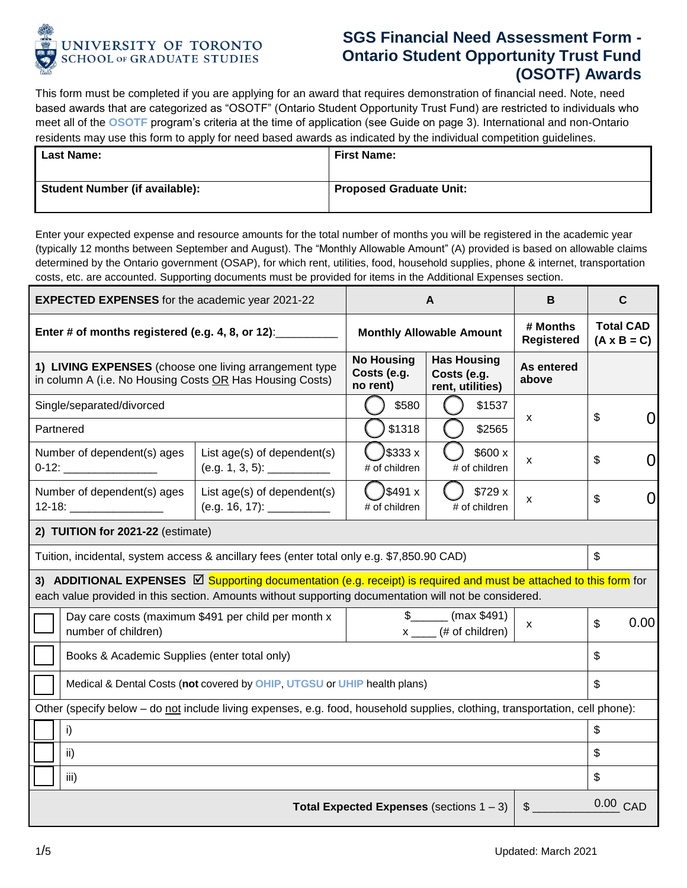UNIVERSITY OF TORONTO
SCHOOL OF GRADUATE STUDIES

# SGS Financial Need Assessment Form - Ontario Student Opportunity Trust Fund (OSOTF) Awards

This form must be completed if you are applying for an award that requires demonstration of financial need. Note, need based awards that are categorized as "OSOTF" (Ontario Student Opportunity Trust Fund) are restricted to individuals who meet all of the OSOTF program's criteria at the time of application (see Guide on page 3). International and non-Ontario residents may use this form to apply for need based awards as indicated by the individual competition guidelines.

| **Last Name:** | **First Name:** |
|---|---|
| **Student Number (if available):** | **Proposed Graduate Unit:** |

Enter your expected expense and resource amounts for the total number of months you will be registered in the academic year (typically 12 months between September and August). The "Monthly Allowable Amount" (A) provided is based on allowable claims determined by the Ontario government (OSAP), for which rent, utilities, food, household supplies, phone & internet, transportation costs, etc. are accounted. Supporting documents must be provided for items in the Additional Expenses section.

| **EXPECTED EXPENSES** for the academic year 2021-22 | | **A** | | **B** | **C** |
|---|---|---|---|---|---|
| **Enter # of months registered (e.g. 4, 8, or 12)**:_________ | | **Monthly Allowable Amount** | | **# Months Registered** | **Total CAD (A x B = C)** |
| **1) LIVING EXPENSES** (choose one living arrangement type in column A (i.e. No Housing Costs OR Has Housing Costs) | | **No Housing Costs (e.g. no rent)** | **Has Housing Costs (e.g. rent, utilities)** | **As entered above** | |
| Single/separated/divorced | | ◯ $580 | ◯ $1537 | x | $ 0 |
| Partnered | | ◯ $1318 | ◯ $2565 | | |
| Number of dependent(s) ages 0-12: _______________ | List age(s) of dependent(s) (e.g. 1, 3, 5): __________ | ◯ $333 x # of children | ◯ $600 x # of children | x | $ 0 |
| Number of dependent(s) ages 12-18: _______________ | List age(s) of dependent(s) (e.g. 16, 17): __________ | ◯ $491 x # of children | ◯ $729 x # of children | x | $ 0 |
| **2) TUITION for 2021-22** (estimate) | | | | | |
| Tuition, incidental, system access & ancillary fees (enter total only e.g. $7,850.90 CAD) | | | | | $ |
| **3) ADDITIONAL EXPENSES** ☑ Supporting documentation (e.g. receipt) is required and must be attached to this form for each value provided in this section. Amounts without supporting documentation will not be considered. | | | | | |
| ☐ Day care costs (maximum $491 per child per month x number of children) | | $______ (max $491) x ____ (# of children) | | x | $ 0.00 |
| ☐ Books & Academic Supplies (enter total only) | | | | | $ |
| ☐ Medical & Dental Costs (**not** covered by OHIP, UTGSU or UHIP health plans) | | | | | $ |
| Other (specify below – do not include living expenses, e.g. food, household supplies, clothing, transportation, cell phone): | | | | | |
| ☐ i) | | | | | $ |
| ☐ ii) | | | | | $ |
| ☐ iii) | | | | | $ |
| **Total Expected Expenses** (sections 1 – 3) | | | | $ 0.00 | CAD |

Updated: March 2021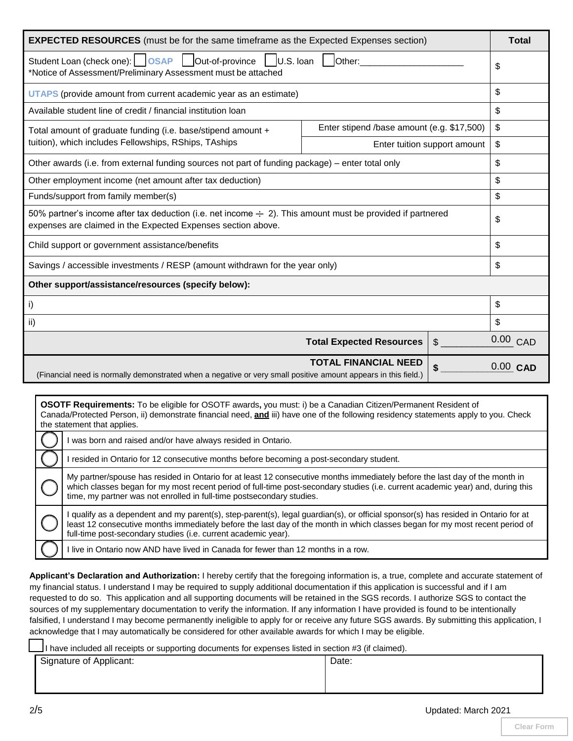| **EXPECTED RESOURCES** (must be for the same timeframe as the Expected Expenses section) | | **Total** |
|---|---|---|
| Student Loan (check one): ☐ OSAP ☐ Out-of-province ☐ U.S. loan ☐ Other:_____________________ *Notice of Assessment/Preliminary Assessment must be attached | | $ |
| UTAPS (provide amount from current academic year as an estimate) | | $ |
| Available student line of credit / financial institution loan | | $ |
| Total amount of graduate funding (i.e. base/stipend amount + tuition), which includes Fellowships, RShips, TAships | Enter stipend /base amount (e.g. $17,500) | $ |
| | Enter tuition support amount | $ |
| Other awards (i.e. from external funding sources not part of funding package) – enter total only | | $ |
| Other employment income (net amount after tax deduction) | | $ |
| Funds/support from family member(s) | | $ |
| 50% partner's income after tax deduction (i.e. net income ÷ 2). This amount must be provided if partnered expenses are claimed in the Expected Expenses section above. | | $ |
| Child support or government assistance/benefits | | $ |
| Savings / accessible investments / RESP (amount withdrawn for the year only) | | $ |
| **Other support/assistance/resources (specify below):** | | |
| i) | | $ |
| ii) | | $ |
| | **Total Expected Resources** | $ 0.00 CAD |
| | **TOTAL FINANCIAL NEED** (Financial need is normally demonstrated when a negative or very small positive amount appears in this field.) | **$** 0.00 **CAD** |

**OSOTF Requirements:** To be eligible for OSOTF awards**,** you must: i) be a Canadian Citizen/Permanent Resident of Canada/Protected Person, ii) demonstrate financial need, **and** iii) have one of the following residency statements apply to you. Check the statement that applies.

- ◯ I was born and raised and/or have always resided in Ontario.
- ◯ I resided in Ontario for 12 consecutive months before becoming a post-secondary student.
- ◯ My partner/spouse has resided in Ontario for at least 12 consecutive months immediately before the last day of the month in which classes began for my most recent period of full-time post-secondary studies (i.e. current academic year) and, during this time, my partner was not enrolled in full-time postsecondary studies.
- ◯ I qualify as a dependent and my parent(s), step-parent(s), legal guardian(s), or official sponsor(s) has resided in Ontario for at least 12 consecutive months immediately before the last day of the month in which classes began for my most recent period of full-time post-secondary studies (i.e. current academic year).
- ◯ I live in Ontario now AND have lived in Canada for fewer than 12 months in a row.

**Applicant's Declaration and Authorization:** I hereby certify that the foregoing information is, a true, complete and accurate statement of my financial status. I understand I may be required to supply additional documentation if this application is successful and if I am requested to do so. This application and all supporting documents will be retained in the SGS records. I authorize SGS to contact the sources of my supplementary documentation to verify the information. If any information I have provided is found to be intentionally falsified, I understand I may become permanently ineligible to apply for or receive any future SGS awards. By submitting this application, I acknowledge that I may automatically be considered for other available awards for which I may be eligible.

☐ I have included all receipts or supporting documents for expenses listed in section #3 (if claimed).

| Signature of Applicant: | Date: |
|---|---|
| | |

Updated: March 2021

Clear Form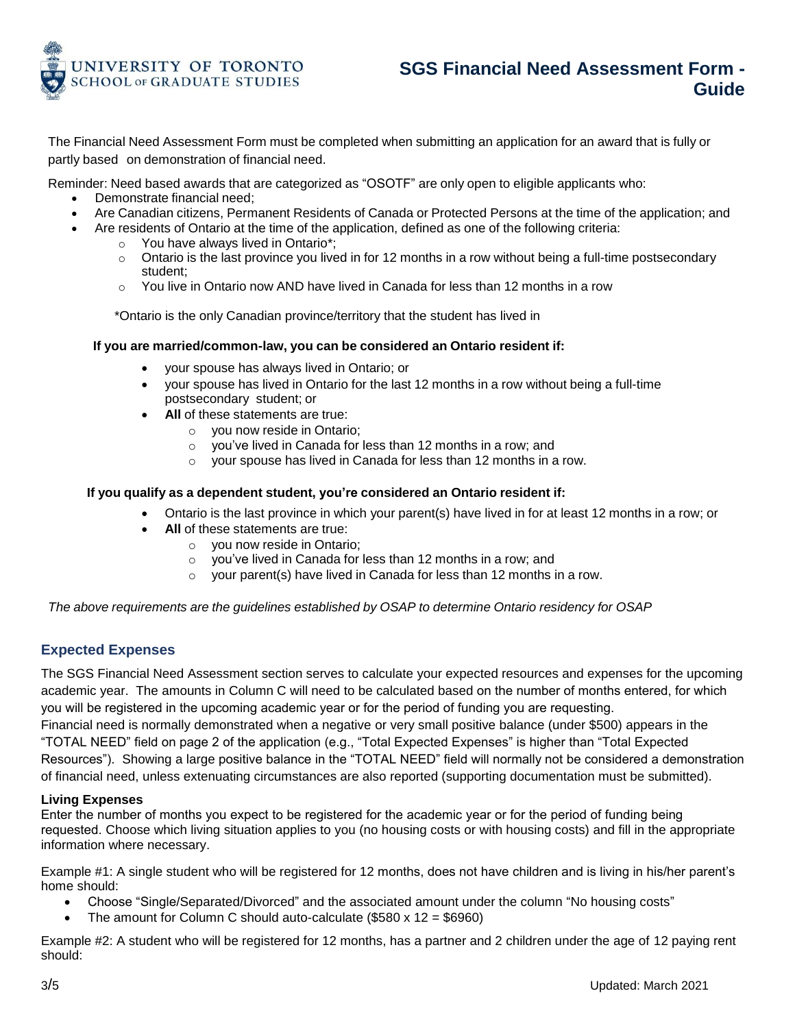# SGS Financial Need Assessment Form - Guide

The Financial Need Assessment Form must be completed when submitting an application for an award that is fully or partly based on demonstration of financial need.

Reminder: Need based awards that are categorized as "OSOTF" are only open to eligible applicants who:

- Demonstrate financial need;
- Are Canadian citizens, Permanent Residents of Canada or Protected Persons at the time of the application; and
- Are residents of Ontario at the time of the application, defined as one of the following criteria:
  - You have always lived in Ontario*;
  - Ontario is the last province you lived in for 12 months in a row without being a full-time postsecondary student;
  - You live in Ontario now AND have lived in Canada for less than 12 months in a row

*Ontario is the only Canadian province/territory that the student has lived in

**If you are married/common-law, you can be considered an Ontario resident if:**

- your spouse has always lived in Ontario; or
- your spouse has lived in Ontario for the last 12 months in a row without being a full-time postsecondary student; or
- **All** of these statements are true:
  - you now reside in Ontario;
  - you've lived in Canada for less than 12 months in a row; and
  - your spouse has lived in Canada for less than 12 months in a row.

**If you qualify as a dependent student, you're considered an Ontario resident if:**

- Ontario is the last province in which your parent(s) have lived in for at least 12 months in a row; or
- **All** of these statements are true:
  - you now reside in Ontario;
  - you've lived in Canada for less than 12 months in a row; and
  - your parent(s) have lived in Canada for less than 12 months in a row.

*The above requirements are the guidelines established by OSAP to determine Ontario residency for OSAP*

## Expected Expenses

The SGS Financial Need Assessment section serves to calculate your expected resources and expenses for the upcoming academic year. The amounts in Column C will need to be calculated based on the number of months entered, for which you will be registered in the upcoming academic year or for the period of funding you are requesting.
Financial need is normally demonstrated when a negative or very small positive balance (under $500) appears in the "TOTAL NEED" field on page 2 of the application (e.g., "Total Expected Expenses" is higher than "Total Expected Resources"). Showing a large positive balance in the "TOTAL NEED" field will normally not be considered a demonstration of financial need, unless extenuating circumstances are also reported (supporting documentation must be submitted).

### Living Expenses

Enter the number of months you expect to be registered for the academic year or for the period of funding being requested. Choose which living situation applies to you (no housing costs or with housing costs) and fill in the appropriate information where necessary.

Example #1: A single student who will be registered for 12 months, does not have children and is living in his/her parent's home should:

- Choose "Single/Separated/Divorced" and the associated amount under the column "No housing costs"
- The amount for Column C should auto-calculate ($580 x 12 = $6960)

Example #2: A student who will be registered for 12 months, has a partner and 2 children under the age of 12 paying rent should: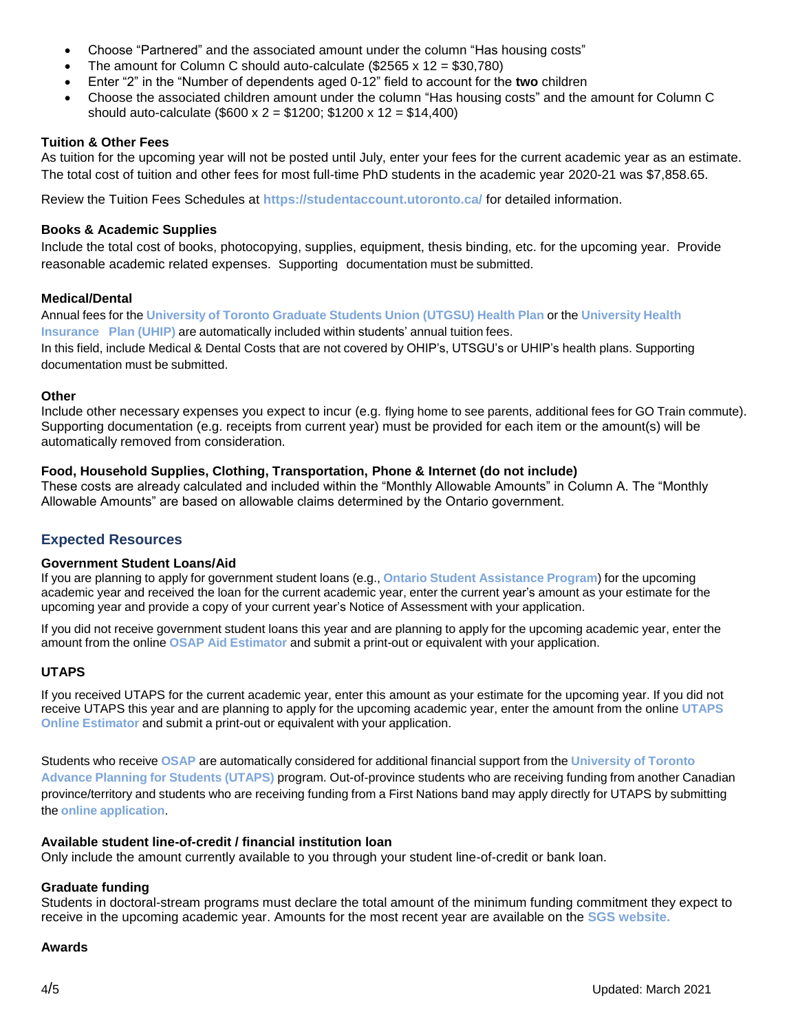- Choose "Partnered" and the associated amount under the column "Has housing costs"
- The amount for Column C should auto-calculate ($2565 x 12 = $30,780)
- Enter "2" in the "Number of dependents aged 0-12" field to account for the **two** children
- Choose the associated children amount under the column "Has housing costs" and the amount for Column C should auto-calculate ($600 x 2 = $1200; $1200 x 12 = $14,400)

**Tuition & Other Fees**

As tuition for the upcoming year will not be posted until July, enter your fees for the current academic year as an estimate. The total cost of tuition and other fees for most full-time PhD students in the academic year 2020-21 was $7,858.65.

Review the Tuition Fees Schedules at **https://studentaccount.utoronto.ca/** for detailed information.

**Books & Academic Supplies**

Include the total cost of books, photocopying, supplies, equipment, thesis binding, etc. for the upcoming year. Provide reasonable academic related expenses. Supporting documentation must be submitted.

**Medical/Dental**

Annual fees for the **University of Toronto Graduate Students Union (UTGSU) Health Plan** or the **University Health Insurance Plan (UHIP)** are automatically included within students' annual tuition fees.
In this field, include Medical & Dental Costs that are not covered by OHIP's, UTSGU's or UHIP's health plans. Supporting documentation must be submitted.

**Other**

Include other necessary expenses you expect to incur (e.g. flying home to see parents, additional fees for GO Train commute). Supporting documentation (e.g. receipts from current year) must be provided for each item or the amount(s) will be automatically removed from consideration.

**Food, Household Supplies, Clothing, Transportation, Phone & Internet (do not include)**

These costs are already calculated and included within the "Monthly Allowable Amounts" in Column A. The "Monthly Allowable Amounts" are based on allowable claims determined by the Ontario government.

## Expected Resources

**Government Student Loans/Aid**

If you are planning to apply for government student loans (e.g., **Ontario Student Assistance Program**) for the upcoming academic year and received the loan for the current academic year, enter the current year's amount as your estimate for the upcoming year and provide a copy of your current year's Notice of Assessment with your application.

If you did not receive government student loans this year and are planning to apply for the upcoming academic year, enter the amount from the online **OSAP Aid Estimator** and submit a print-out or equivalent with your application.

**UTAPS**

If you received UTAPS for the current academic year, enter this amount as your estimate for the upcoming year. If you did not receive UTAPS this year and are planning to apply for the upcoming academic year, enter the amount from the online **UTAPS Online Estimator** and submit a print-out or equivalent with your application.

Students who receive **OSAP** are automatically considered for additional financial support from the **University of Toronto Advance Planning for Students (UTAPS)** program. Out-of-province students who are receiving funding from another Canadian province/territory and students who are receiving funding from a First Nations band may apply directly for UTAPS by submitting the **online application**.

**Available student line-of-credit / financial institution loan**

Only include the amount currently available to you through your student line-of-credit or bank loan.

**Graduate funding**

Students in doctoral-stream programs must declare the total amount of the minimum funding commitment they expect to receive in the upcoming academic year. Amounts for the most recent year are available on the **SGS website.**

**Awards**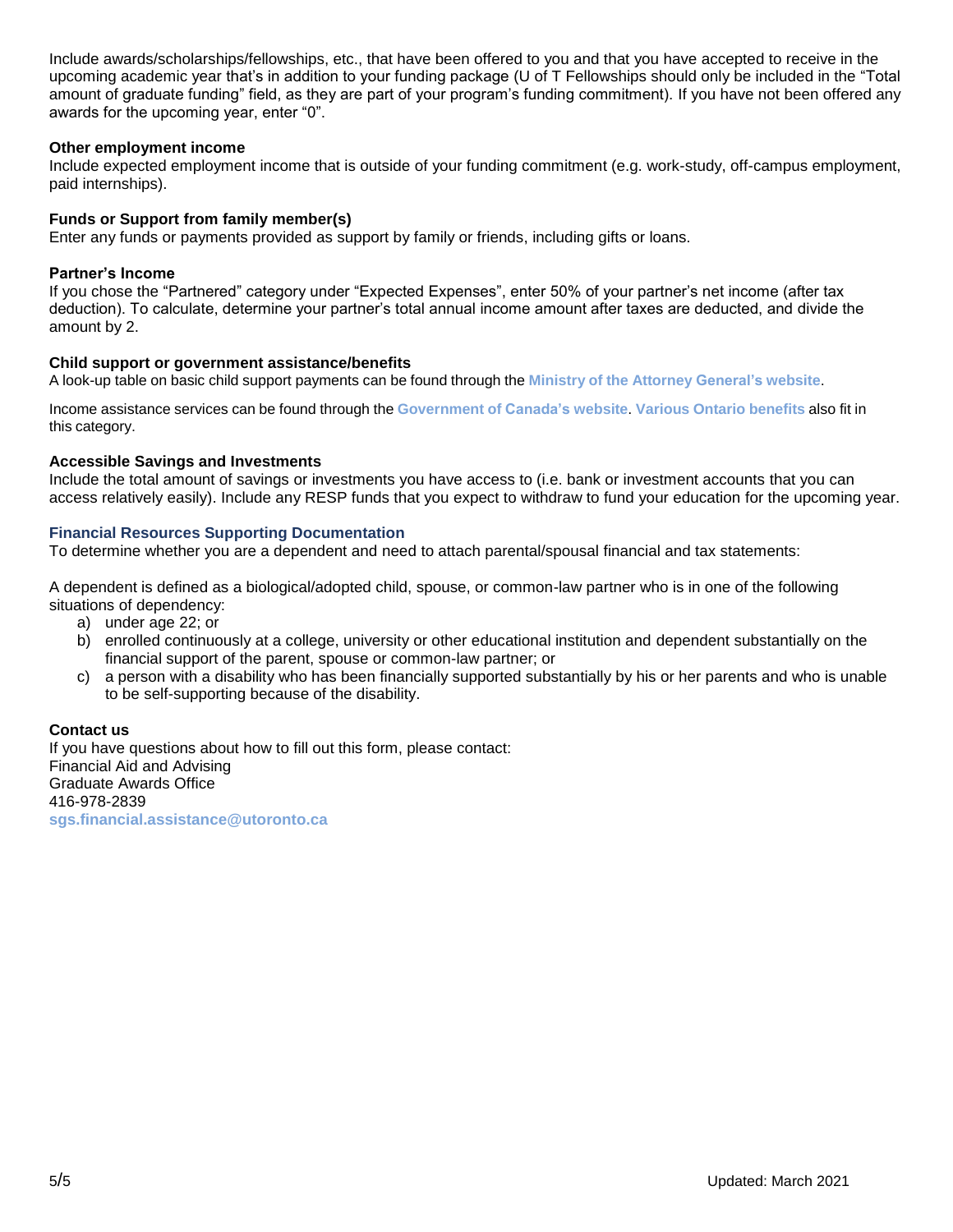Include awards/scholarships/fellowships, etc., that have been offered to you and that you have accepted to receive in the upcoming academic year that's in addition to your funding package (U of T Fellowships should only be included in the "Total amount of graduate funding" field, as they are part of your program's funding commitment). If you have not been offered any awards for the upcoming year, enter "0".

**Other employment income**
Include expected employment income that is outside of your funding commitment (e.g. work-study, off-campus employment, paid internships).

**Funds or Support from family member(s)**
Enter any funds or payments provided as support by family or friends, including gifts or loans.

**Partner's Income**
If you chose the "Partnered" category under "Expected Expenses", enter 50% of your partner's net income (after tax deduction). To calculate, determine your partner's total annual income amount after taxes are deducted, and divide the amount by 2.

**Child support or government assistance/benefits**
A look-up table on basic child support payments can be found through the **Ministry of the Attorney General's website**.

Income assistance services can be found through the **Government of Canada's website**. **Various Ontario benefits** also fit in this category.

**Accessible Savings and Investments**
Include the total amount of savings or investments you have access to (i.e. bank or investment accounts that you can access relatively easily). Include any RESP funds that you expect to withdraw to fund your education for the upcoming year.

### Financial Resources Supporting Documentation

To determine whether you are a dependent and need to attach parental/spousal financial and tax statements:

A dependent is defined as a biological/adopted child, spouse, or common-law partner who is in one of the following situations of dependency:

a) under age 22; or
b) enrolled continuously at a college, university or other educational institution and dependent substantially on the financial support of the parent, spouse or common-law partner; or
c) a person with a disability who has been financially supported substantially by his or her parents and who is unable to be self-supporting because of the disability.

**Contact us**
If you have questions about how to fill out this form, please contact:
Financial Aid and Advising
Graduate Awards Office
416-978-2839
**sgs.financial.assistance@utoronto.ca**

Updated: March 2021